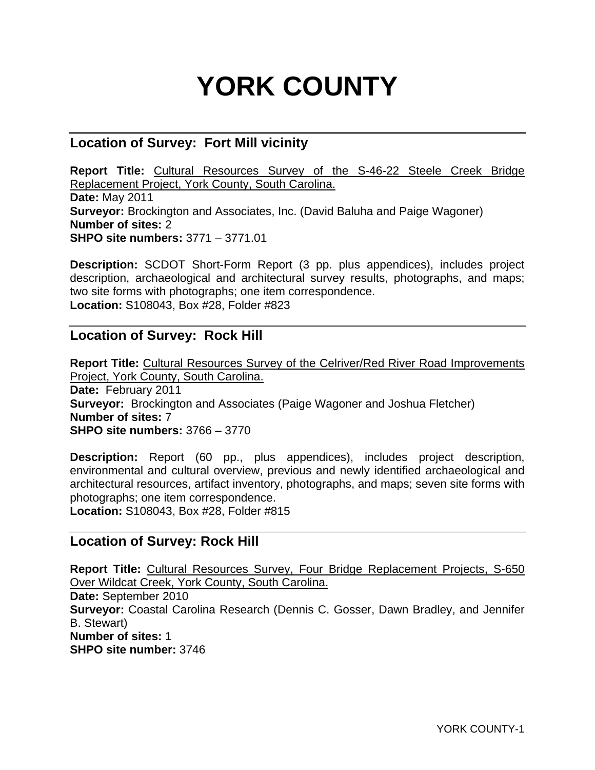# YORK COUNTY

## Location of Survey: Fort Mill vicinity

**Report Title:** Cultural Resources Survey of the S-46-22 Steele Creek Bridge Replacement Project, York County, South Carolina.
**Date:** May 2011
**Surveyor:** Brockington and Associates, Inc. (David Baluha and Paige Wagoner)
**Number of sites:** 2
**SHPO site numbers:** 3771 – 3771.01

**Description:** SCDOT Short-Form Report (3 pp. plus appendices), includes project description, archaeological and architectural survey results, photographs, and maps; two site forms with photographs; one item correspondence.
**Location:** S108043, Box #28, Folder #823

## Location of Survey: Rock Hill

**Report Title:** Cultural Resources Survey of the Celriver/Red River Road Improvements Project, York County, South Carolina.
**Date:** February 2011
**Surveyor:** Brockington and Associates (Paige Wagoner and Joshua Fletcher)
**Number of sites:** 7
**SHPO site numbers:** 3766 – 3770

**Description:** Report (60 pp., plus appendices), includes project description, environmental and cultural overview, previous and newly identified archaeological and architectural resources, artifact inventory, photographs, and maps; seven site forms with photographs; one item correspondence.
**Location:** S108043, Box #28, Folder #815

## Location of Survey: Rock Hill

**Report Title:** Cultural Resources Survey, Four Bridge Replacement Projects, S-650 Over Wildcat Creek, York County, South Carolina.
**Date:** September 2010
**Surveyor:** Coastal Carolina Research (Dennis C. Gosser, Dawn Bradley, and Jennifer B. Stewart)
**Number of sites:** 1
**SHPO site number:** 3746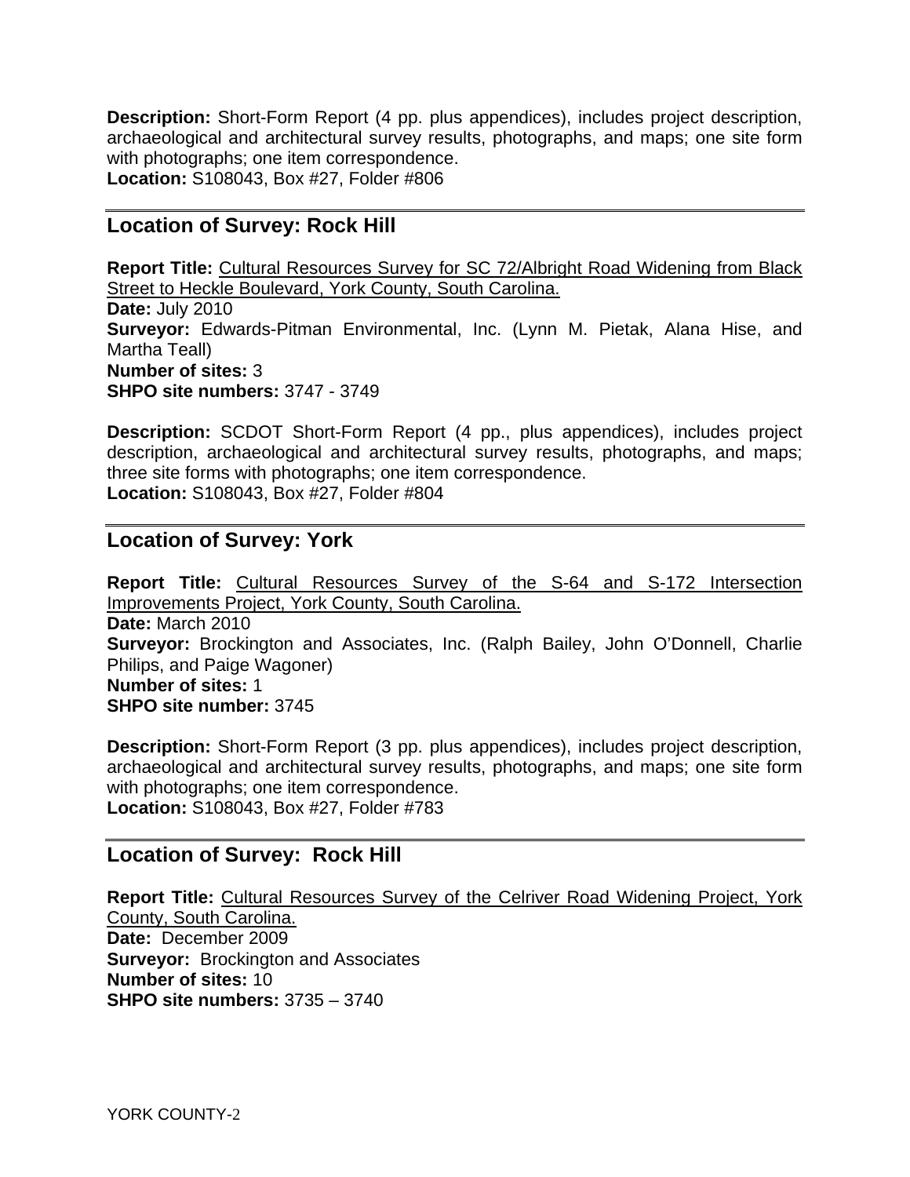**Description:** Short-Form Report (4 pp. plus appendices), includes project description, archaeological and architectural survey results, photographs, and maps; one site form with photographs; one item correspondence.
**Location:** S108043, Box #27, Folder #806

## Location of Survey: Rock Hill

**Report Title:** Cultural Resources Survey for SC 72/Albright Road Widening from Black Street to Heckle Boulevard, York County, South Carolina.
**Date:** July 2010
**Surveyor:** Edwards-Pitman Environmental, Inc. (Lynn M. Pietak, Alana Hise, and Martha Teall)
**Number of sites:** 3
**SHPO site numbers:** 3747 - 3749

**Description:** SCDOT Short-Form Report (4 pp., plus appendices), includes project description, archaeological and architectural survey results, photographs, and maps; three site forms with photographs; one item correspondence.
**Location:** S108043, Box #27, Folder #804

## Location of Survey: York

**Report Title:** Cultural Resources Survey of the S-64 and S-172 Intersection Improvements Project, York County, South Carolina.
**Date:** March 2010
**Surveyor:** Brockington and Associates, Inc. (Ralph Bailey, John O'Donnell, Charlie Philips, and Paige Wagoner)
**Number of sites:** 1
**SHPO site number:** 3745

**Description:** Short-Form Report (3 pp. plus appendices), includes project description, archaeological and architectural survey results, photographs, and maps; one site form with photographs; one item correspondence.
**Location:** S108043, Box #27, Folder #783

## Location of Survey: Rock Hill

**Report Title:** Cultural Resources Survey of the Celriver Road Widening Project, York County, South Carolina.
**Date:** December 2009
**Surveyor:** Brockington and Associates
**Number of sites:** 10
**SHPO site numbers:** 3735 – 3740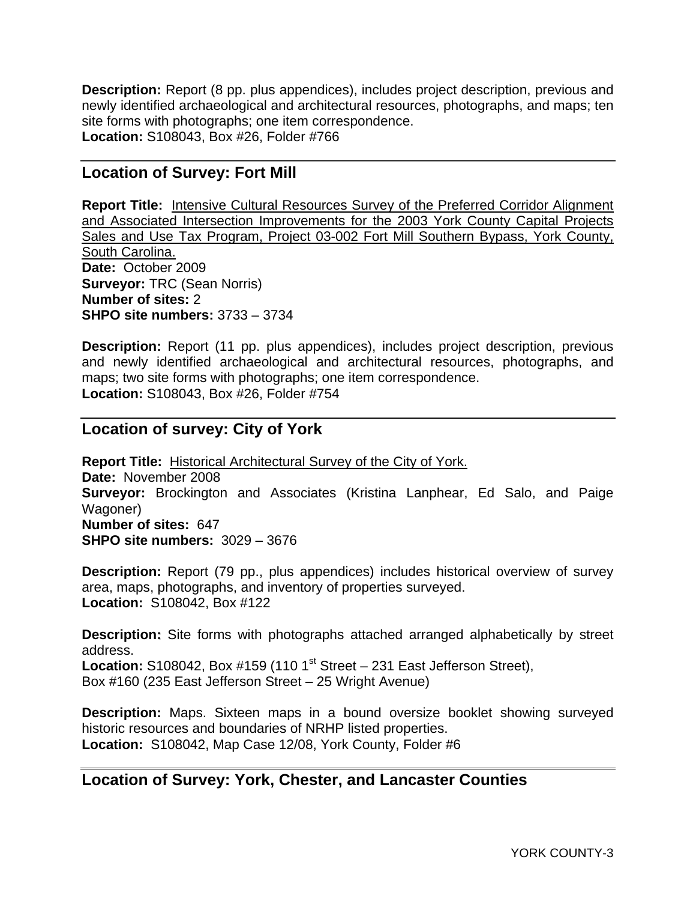**Description:** Report (8 pp. plus appendices), includes project description, previous and newly identified archaeological and architectural resources, photographs, and maps; ten site forms with photographs; one item correspondence.
**Location:** S108043, Box #26, Folder #766

---

## Location of Survey: Fort Mill

**Report Title:** Intensive Cultural Resources Survey of the Preferred Corridor Alignment and Associated Intersection Improvements for the 2003 York County Capital Projects Sales and Use Tax Program, Project 03-002 Fort Mill Southern Bypass, York County, South Carolina.
**Date:** October 2009
**Surveyor:** TRC (Sean Norris)
**Number of sites:** 2
**SHPO site numbers:** 3733 – 3734

**Description:** Report (11 pp. plus appendices), includes project description, previous and newly identified archaeological and architectural resources, photographs, and maps; two site forms with photographs; one item correspondence.
**Location:** S108043, Box #26, Folder #754

---

## Location of survey: City of York

**Report Title:** Historical Architectural Survey of the City of York.
**Date:** November 2008
**Surveyor:** Brockington and Associates (Kristina Lanphear, Ed Salo, and Paige Wagoner)
**Number of sites:** 647
**SHPO site numbers:** 3029 – 3676

**Description:** Report (79 pp., plus appendices) includes historical overview of survey area, maps, photographs, and inventory of properties surveyed.
**Location:** S108042, Box #122

**Description:** Site forms with photographs attached arranged alphabetically by street address.
**Location:** S108042, Box #159 (110 1st Street – 231 East Jefferson Street), Box #160 (235 East Jefferson Street – 25 Wright Avenue)

**Description:** Maps. Sixteen maps in a bound oversize booklet showing surveyed historic resources and boundaries of NRHP listed properties.
**Location:** S108042, Map Case 12/08, York County, Folder #6

---

## Location of Survey: York, Chester, and Lancaster Counties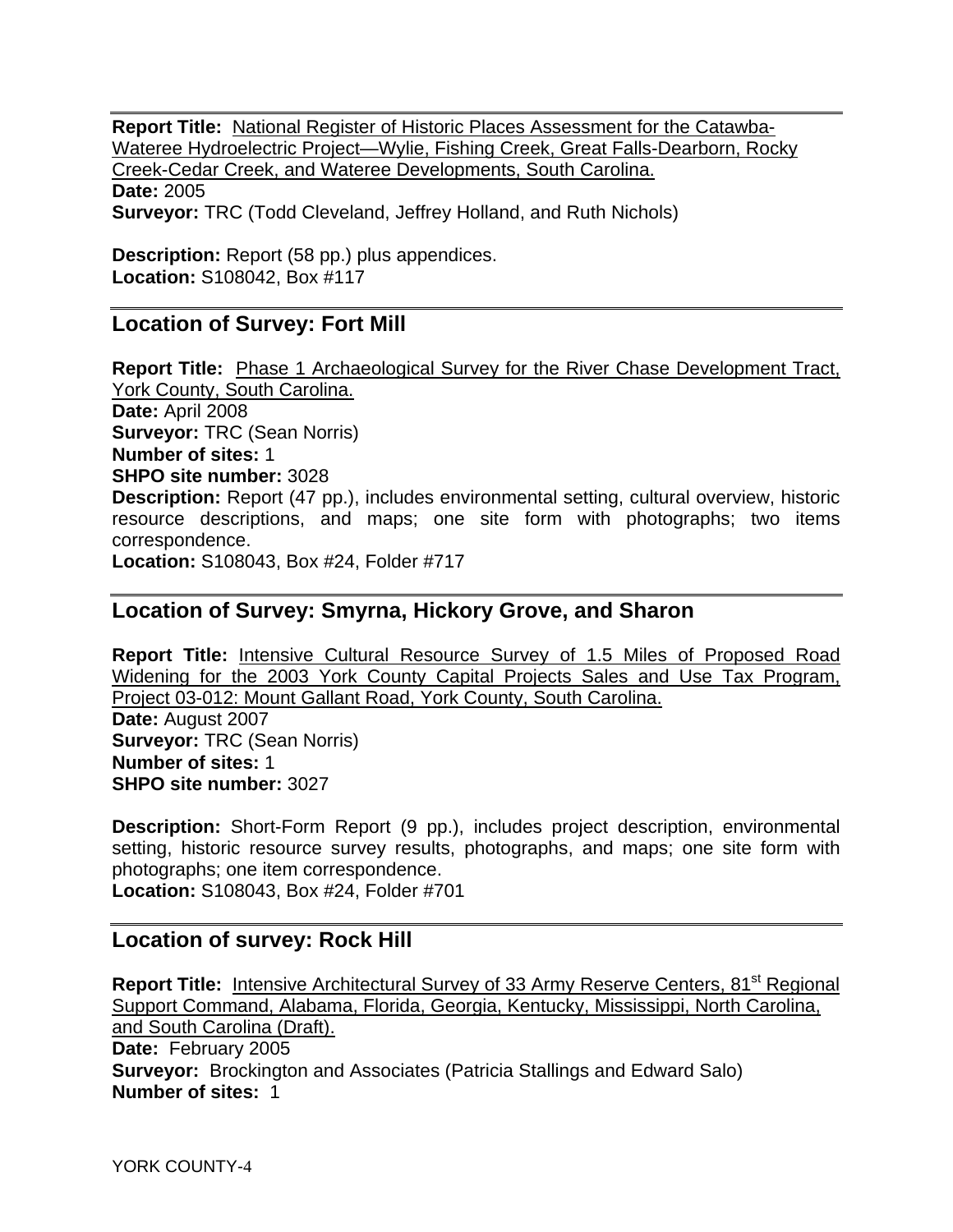**Report Title:** National Register of Historic Places Assessment for the Catawba-Wateree Hydroelectric Project—Wylie, Fishing Creek, Great Falls-Dearborn, Rocky Creek-Cedar Creek, and Wateree Developments, South Carolina.
**Date:** 2005
**Surveyor:** TRC (Todd Cleveland, Jeffrey Holland, and Ruth Nichols)

**Description:** Report (58 pp.) plus appendices.
**Location:** S108042, Box #117

## Location of Survey: Fort Mill

**Report Title:** Phase 1 Archaeological Survey for the River Chase Development Tract, York County, South Carolina.
**Date:** April 2008
**Surveyor:** TRC (Sean Norris)
**Number of sites:** 1
**SHPO site number:** 3028
**Description:** Report (47 pp.), includes environmental setting, cultural overview, historic resource descriptions, and maps; one site form with photographs; two items correspondence.
**Location:** S108043, Box #24, Folder #717

## Location of Survey: Smyrna, Hickory Grove, and Sharon

**Report Title:** Intensive Cultural Resource Survey of 1.5 Miles of Proposed Road Widening for the 2003 York County Capital Projects Sales and Use Tax Program, Project 03-012: Mount Gallant Road, York County, South Carolina.
**Date:** August 2007
**Surveyor:** TRC (Sean Norris)
**Number of sites:** 1
**SHPO site number:** 3027

**Description:** Short-Form Report (9 pp.), includes project description, environmental setting, historic resource survey results, photographs, and maps; one site form with photographs; one item correspondence.
**Location:** S108043, Box #24, Folder #701

## Location of survey: Rock Hill

**Report Title:** Intensive Architectural Survey of 33 Army Reserve Centers, 81st Regional Support Command, Alabama, Florida, Georgia, Kentucky, Mississippi, North Carolina, and South Carolina (Draft).
**Date:** February 2005
**Surveyor:** Brockington and Associates (Patricia Stallings and Edward Salo)
**Number of sites:** 1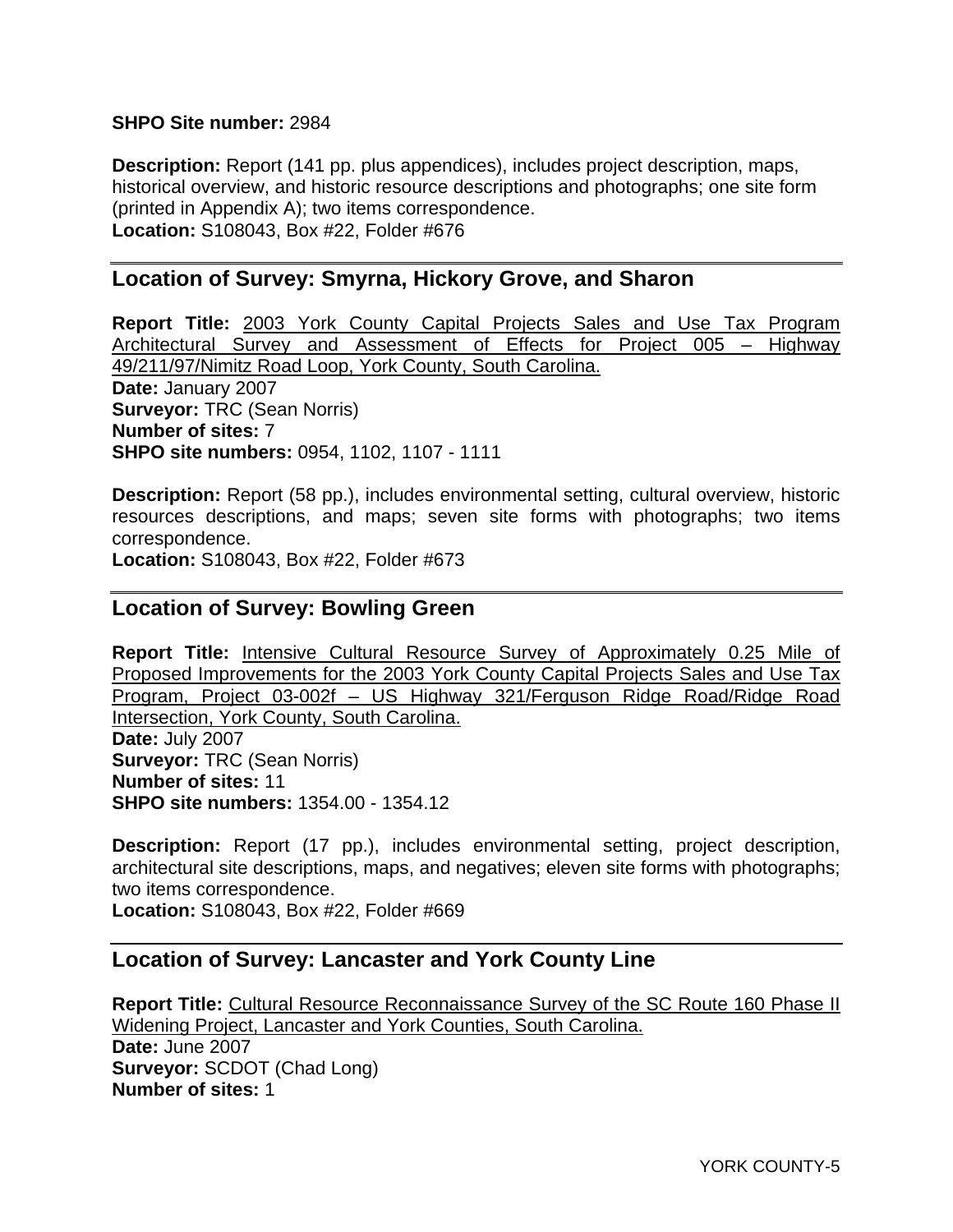**SHPO Site number:** 2984

**Description:** Report (141 pp. plus appendices), includes project description, maps, historical overview, and historic resource descriptions and photographs; one site form (printed in Appendix A); two items correspondence.
**Location:** S108043, Box #22, Folder #676

---

## Location of Survey: Smyrna, Hickory Grove, and Sharon

**Report Title:** 2003 York County Capital Projects Sales and Use Tax Program Architectural Survey and Assessment of Effects for Project 005 – Highway 49/211/97/Nimitz Road Loop, York County, South Carolina.
**Date:** January 2007
**Surveyor:** TRC (Sean Norris)
**Number of sites:** 7
**SHPO site numbers:** 0954, 1102, 1107 - 1111

**Description:** Report (58 pp.), includes environmental setting, cultural overview, historic resources descriptions, and maps; seven site forms with photographs; two items correspondence.
**Location:** S108043, Box #22, Folder #673

---

## Location of Survey: Bowling Green

**Report Title:** Intensive Cultural Resource Survey of Approximately 0.25 Mile of Proposed Improvements for the 2003 York County Capital Projects Sales and Use Tax Program, Project 03-002f – US Highway 321/Ferguson Ridge Road/Ridge Road Intersection, York County, South Carolina.
**Date:** July 2007
**Surveyor:** TRC (Sean Norris)
**Number of sites:** 11
**SHPO site numbers:** 1354.00 - 1354.12

**Description:** Report (17 pp.), includes environmental setting, project description, architectural site descriptions, maps, and negatives; eleven site forms with photographs; two items correspondence.
**Location:** S108043, Box #22, Folder #669

---

## Location of Survey: Lancaster and York County Line

**Report Title:** Cultural Resource Reconnaissance Survey of the SC Route 160 Phase II Widening Project, Lancaster and York Counties, South Carolina.
**Date:** June 2007
**Surveyor:** SCDOT (Chad Long)
**Number of sites:** 1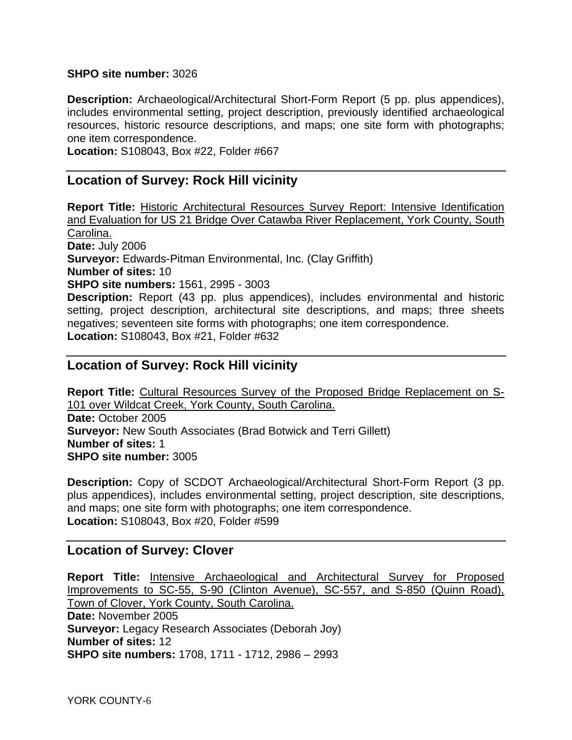**SHPO site number:** 3026

**Description:** Archaeological/Architectural Short-Form Report (5 pp. plus appendices), includes environmental setting, project description, previously identified archaeological resources, historic resource descriptions, and maps; one site form with photographs; one item correspondence.
**Location:** S108043, Box #22, Folder #667

---

## Location of Survey: Rock Hill vicinity

**Report Title:** Historic Architectural Resources Survey Report: Intensive Identification and Evaluation for US 21 Bridge Over Catawba River Replacement, York County, South Carolina.
**Date:** July 2006
**Surveyor:** Edwards-Pitman Environmental, Inc. (Clay Griffith)
**Number of sites:** 10
**SHPO site numbers:** 1561, 2995 - 3003
**Description:** Report (43 pp. plus appendices), includes environmental and historic setting, project description, architectural site descriptions, and maps; three sheets negatives; seventeen site forms with photographs; one item correspondence.
**Location:** S108043, Box #21, Folder #632

---

## Location of Survey: Rock Hill vicinity

**Report Title:** Cultural Resources Survey of the Proposed Bridge Replacement on S-101 over Wildcat Creek, York County, South Carolina.
**Date:** October 2005
**Surveyor:** New South Associates (Brad Botwick and Terri Gillett)
**Number of sites:** 1
**SHPO site number:** 3005

**Description:** Copy of SCDOT Archaeological/Architectural Short-Form Report (3 pp. plus appendices), includes environmental setting, project description, site descriptions, and maps; one site form with photographs; one item correspondence.
**Location:** S108043, Box #20, Folder #599

---

## Location of Survey: Clover

**Report Title:** Intensive Archaeological and Architectural Survey for Proposed Improvements to SC-55, S-90 (Clinton Avenue), SC-557, and S-850 (Quinn Road), Town of Clover, York County, South Carolina.
**Date:** November 2005
**Surveyor:** Legacy Research Associates (Deborah Joy)
**Number of sites:** 12
**SHPO site numbers:** 1708, 1711 - 1712, 2986 – 2993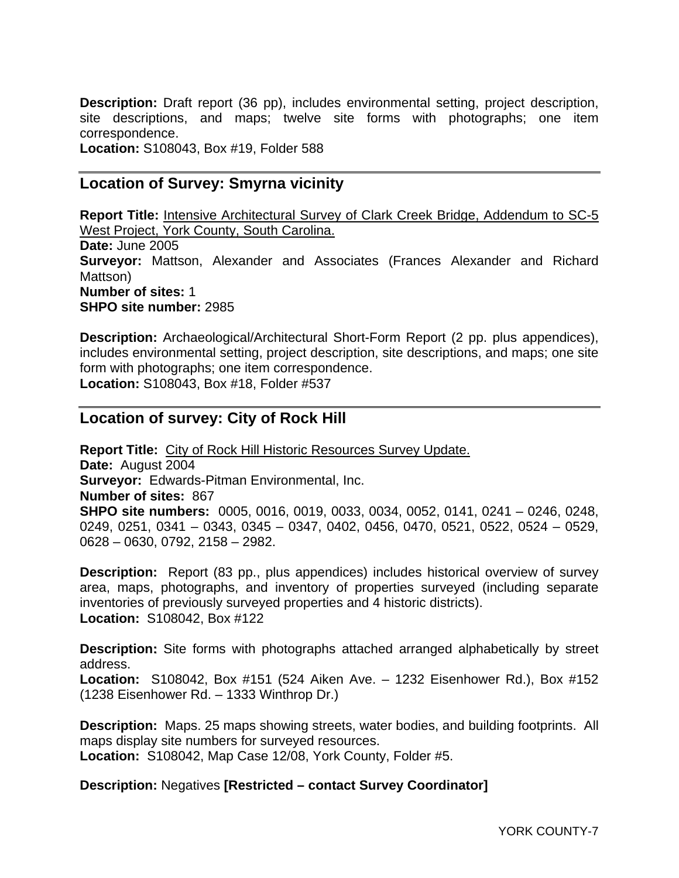**Description:** Draft report (36 pp), includes environmental setting, project description, site descriptions, and maps; twelve site forms with photographs; one item correspondence.
**Location:** S108043, Box #19, Folder 588

---

## Location of Survey: Smyrna vicinity

**Report Title:** Intensive Architectural Survey of Clark Creek Bridge, Addendum to SC-5 West Project, York County, South Carolina.
**Date:** June 2005
**Surveyor:** Mattson, Alexander and Associates (Frances Alexander and Richard Mattson)
**Number of sites:** 1
**SHPO site number:** 2985

**Description:** Archaeological/Architectural Short-Form Report (2 pp. plus appendices), includes environmental setting, project description, site descriptions, and maps; one site form with photographs; one item correspondence.
**Location:** S108043, Box #18, Folder #537

---

## Location of survey: City of Rock Hill

**Report Title:** City of Rock Hill Historic Resources Survey Update.
**Date:** August 2004
**Surveyor:** Edwards-Pitman Environmental, Inc.
**Number of sites:** 867
**SHPO site numbers:** 0005, 0016, 0019, 0033, 0034, 0052, 0141, 0241 – 0246, 0248, 0249, 0251, 0341 – 0343, 0345 – 0347, 0402, 0456, 0470, 0521, 0522, 0524 – 0529, 0628 – 0630, 0792, 2158 – 2982.

**Description:** Report (83 pp., plus appendices) includes historical overview of survey area, maps, photographs, and inventory of properties surveyed (including separate inventories of previously surveyed properties and 4 historic districts).
**Location:** S108042, Box #122

**Description:** Site forms with photographs attached arranged alphabetically by street address.
**Location:** S108042, Box #151 (524 Aiken Ave. – 1232 Eisenhower Rd.), Box #152 (1238 Eisenhower Rd. – 1333 Winthrop Dr.)

**Description:** Maps. 25 maps showing streets, water bodies, and building footprints. All maps display site numbers for surveyed resources.
**Location:** S108042, Map Case 12/08, York County, Folder #5.

**Description:** Negatives **[Restricted – contact Survey Coordinator]**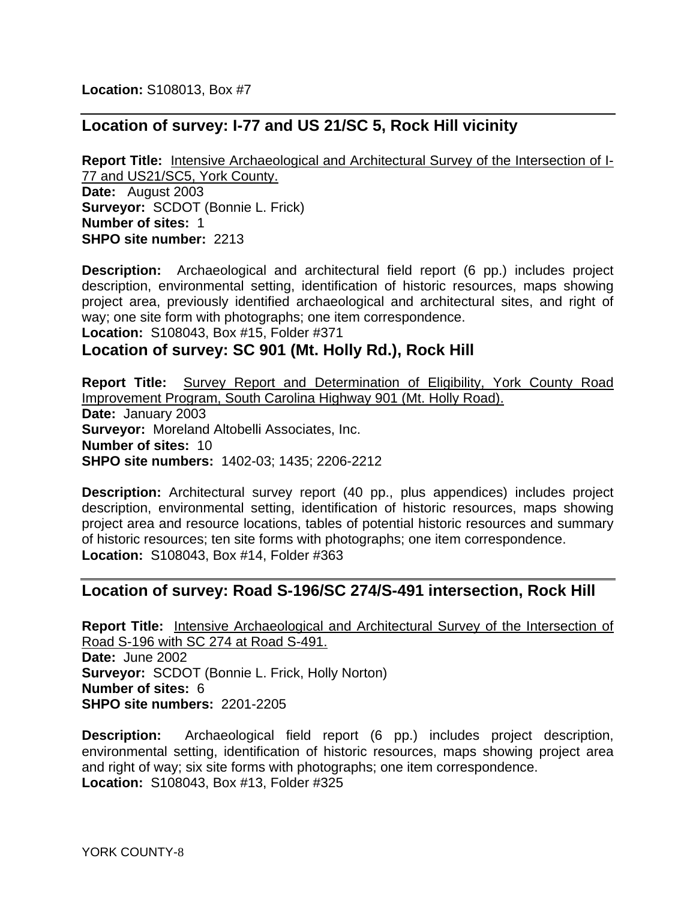**Location:** S108013, Box #7

---

## Location of survey: I-77 and US 21/SC 5, Rock Hill vicinity

**Report Title:** Intensive Archaeological and Architectural Survey of the Intersection of I-77 and US21/SC5, York County.
**Date:** August 2003
**Surveyor:** SCDOT (Bonnie L. Frick)
**Number of sites:** 1
**SHPO site number:** 2213

**Description:** Archaeological and architectural field report (6 pp.) includes project description, environmental setting, identification of historic resources, maps showing project area, previously identified archaeological and architectural sites, and right of way; one site form with photographs; one item correspondence.
**Location:** S108043, Box #15, Folder #371

## Location of survey: SC 901 (Mt. Holly Rd.), Rock Hill

**Report Title:** Survey Report and Determination of Eligibility, York County Road Improvement Program, South Carolina Highway 901 (Mt. Holly Road).
**Date:** January 2003
**Surveyor:** Moreland Altobelli Associates, Inc.
**Number of sites:** 10
**SHPO site numbers:** 1402-03; 1435; 2206-2212

**Description:** Architectural survey report (40 pp., plus appendices) includes project description, environmental setting, identification of historic resources, maps showing project area and resource locations, tables of potential historic resources and summary of historic resources; ten site forms with photographs; one item correspondence.
**Location:** S108043, Box #14, Folder #363

---

## Location of survey: Road S-196/SC 274/S-491 intersection, Rock Hill

**Report Title:** Intensive Archaeological and Architectural Survey of the Intersection of Road S-196 with SC 274 at Road S-491.
**Date:** June 2002
**Surveyor:** SCDOT (Bonnie L. Frick, Holly Norton)
**Number of sites:** 6
**SHPO site numbers:** 2201-2205

**Description:** Archaeological field report (6 pp.) includes project description, environmental setting, identification of historic resources, maps showing project area and right of way; six site forms with photographs; one item correspondence.
**Location:** S108043, Box #13, Folder #325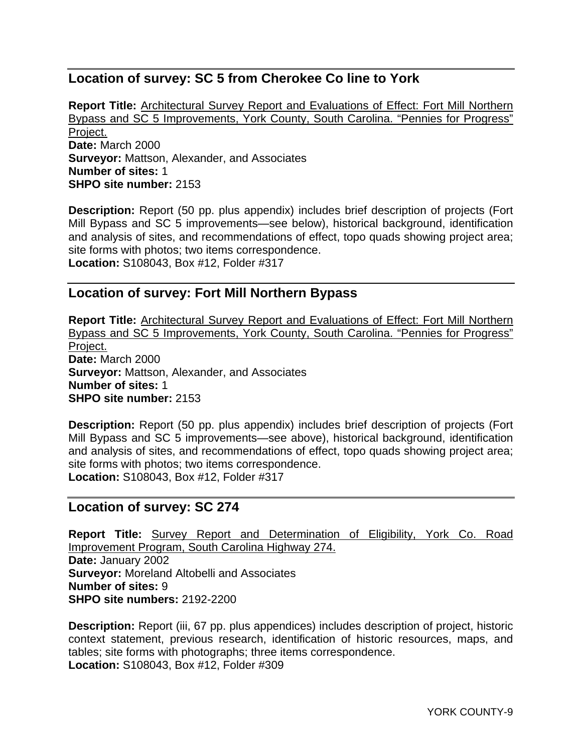## Location of survey: SC 5 from Cherokee Co line to York

**Report Title:** Architectural Survey Report and Evaluations of Effect: Fort Mill Northern Bypass and SC 5 Improvements, York County, South Carolina. "Pennies for Progress" Project.
**Date:** March 2000
**Surveyor:** Mattson, Alexander, and Associates
**Number of sites:** 1
**SHPO site number:** 2153

**Description:** Report (50 pp. plus appendix) includes brief description of projects (Fort Mill Bypass and SC 5 improvements—see below), historical background, identification and analysis of sites, and recommendations of effect, topo quads showing project area; site forms with photos; two items correspondence.
**Location:** S108043, Box #12, Folder #317

## Location of survey: Fort Mill Northern Bypass

**Report Title:** Architectural Survey Report and Evaluations of Effect: Fort Mill Northern Bypass and SC 5 Improvements, York County, South Carolina. "Pennies for Progress" Project.
**Date:** March 2000
**Surveyor:** Mattson, Alexander, and Associates
**Number of sites:** 1
**SHPO site number:** 2153

**Description:** Report (50 pp. plus appendix) includes brief description of projects (Fort Mill Bypass and SC 5 improvements—see above), historical background, identification and analysis of sites, and recommendations of effect, topo quads showing project area; site forms with photos; two items correspondence.
**Location:** S108043, Box #12, Folder #317

## Location of survey: SC 274

**Report Title:** Survey Report and Determination of Eligibility, York Co. Road Improvement Program, South Carolina Highway 274.
**Date:** January 2002
**Surveyor:** Moreland Altobelli and Associates
**Number of sites:** 9
**SHPO site numbers:** 2192-2200

**Description:** Report (iii, 67 pp. plus appendices) includes description of project, historic context statement, previous research, identification of historic resources, maps, and tables; site forms with photographs; three items correspondence.
**Location:** S108043, Box #12, Folder #309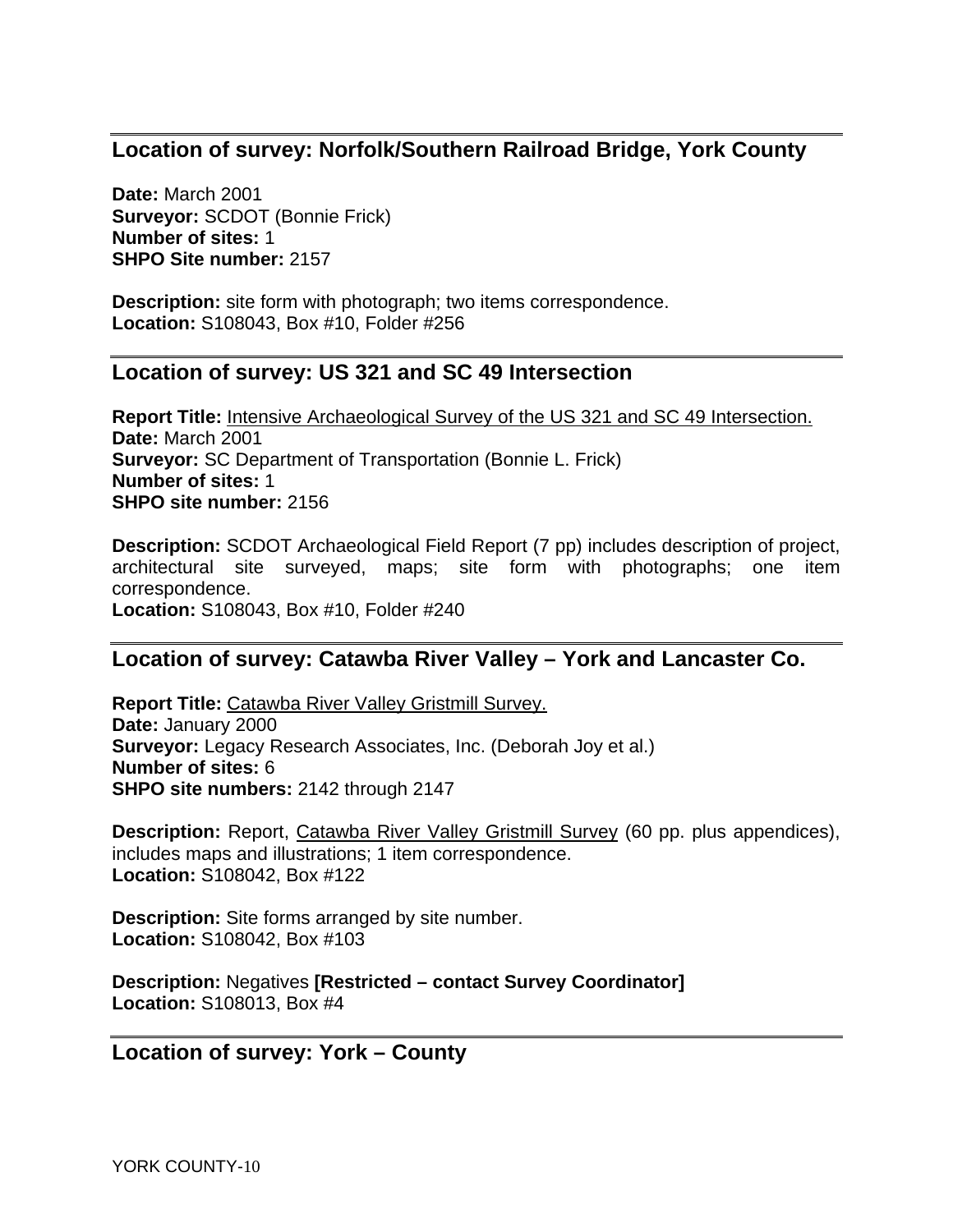---

## Location of survey: Norfolk/Southern Railroad Bridge, York County

**Date:** March 2001
**Surveyor:** SCDOT (Bonnie Frick)
**Number of sites:** 1
**SHPO Site number:** 2157

**Description:** site form with photograph; two items correspondence.
**Location:** S108043, Box #10, Folder #256

---

## Location of survey: US 321 and SC 49 Intersection

**Report Title:** Intensive Archaeological Survey of the US 321 and SC 49 Intersection.
**Date:** March 2001
**Surveyor:** SC Department of Transportation (Bonnie L. Frick)
**Number of sites:** 1
**SHPO site number:** 2156

**Description:** SCDOT Archaeological Field Report (7 pp) includes description of project, architectural site surveyed, maps; site form with photographs; one item correspondence.
**Location:** S108043, Box #10, Folder #240

---

## Location of survey: Catawba River Valley – York and Lancaster Co.

**Report Title:** Catawba River Valley Gristmill Survey.
**Date:** January 2000
**Surveyor:** Legacy Research Associates, Inc. (Deborah Joy et al.)
**Number of sites:** 6
**SHPO site numbers:** 2142 through 2147

**Description:** Report, Catawba River Valley Gristmill Survey (60 pp. plus appendices), includes maps and illustrations; 1 item correspondence.
**Location:** S108042, Box #122

**Description:** Site forms arranged by site number.
**Location:** S108042, Box #103

**Description:** Negatives **[Restricted – contact Survey Coordinator]**
**Location:** S108013, Box #4

---

## Location of survey: York – County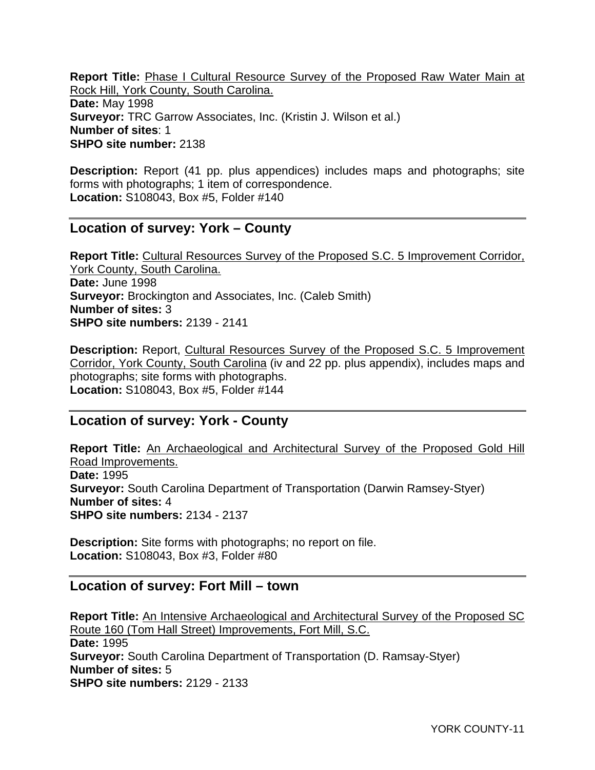**Report Title:** Phase I Cultural Resource Survey of the Proposed Raw Water Main at Rock Hill, York County, South Carolina.
**Date:** May 1998
**Surveyor:** TRC Garrow Associates, Inc. (Kristin J. Wilson et al.)
**Number of sites**: 1
**SHPO site number:** 2138

**Description:** Report (41 pp. plus appendices) includes maps and photographs; site forms with photographs; 1 item of correspondence.
**Location:** S108043, Box #5, Folder #140

## Location of survey: York – County

**Report Title:** Cultural Resources Survey of the Proposed S.C. 5 Improvement Corridor, York County, South Carolina.
**Date:** June 1998
**Surveyor:** Brockington and Associates, Inc. (Caleb Smith)
**Number of sites:** 3
**SHPO site numbers:** 2139 - 2141

**Description:** Report, Cultural Resources Survey of the Proposed S.C. 5 Improvement Corridor, York County, South Carolina (iv and 22 pp. plus appendix), includes maps and photographs; site forms with photographs.
**Location:** S108043, Box #5, Folder #144

## Location of survey: York - County

**Report Title:** An Archaeological and Architectural Survey of the Proposed Gold Hill Road Improvements.
**Date:** 1995
**Surveyor:** South Carolina Department of Transportation (Darwin Ramsey-Styer)
**Number of sites:** 4
**SHPO site numbers:** 2134 - 2137

**Description:** Site forms with photographs; no report on file.
**Location:** S108043, Box #3, Folder #80

## Location of survey: Fort Mill – town

**Report Title:** An Intensive Archaeological and Architectural Survey of the Proposed SC Route 160 (Tom Hall Street) Improvements, Fort Mill, S.C.
**Date:** 1995
**Surveyor:** South Carolina Department of Transportation (D. Ramsay-Styer)
**Number of sites:** 5
**SHPO site numbers:** 2129 - 2133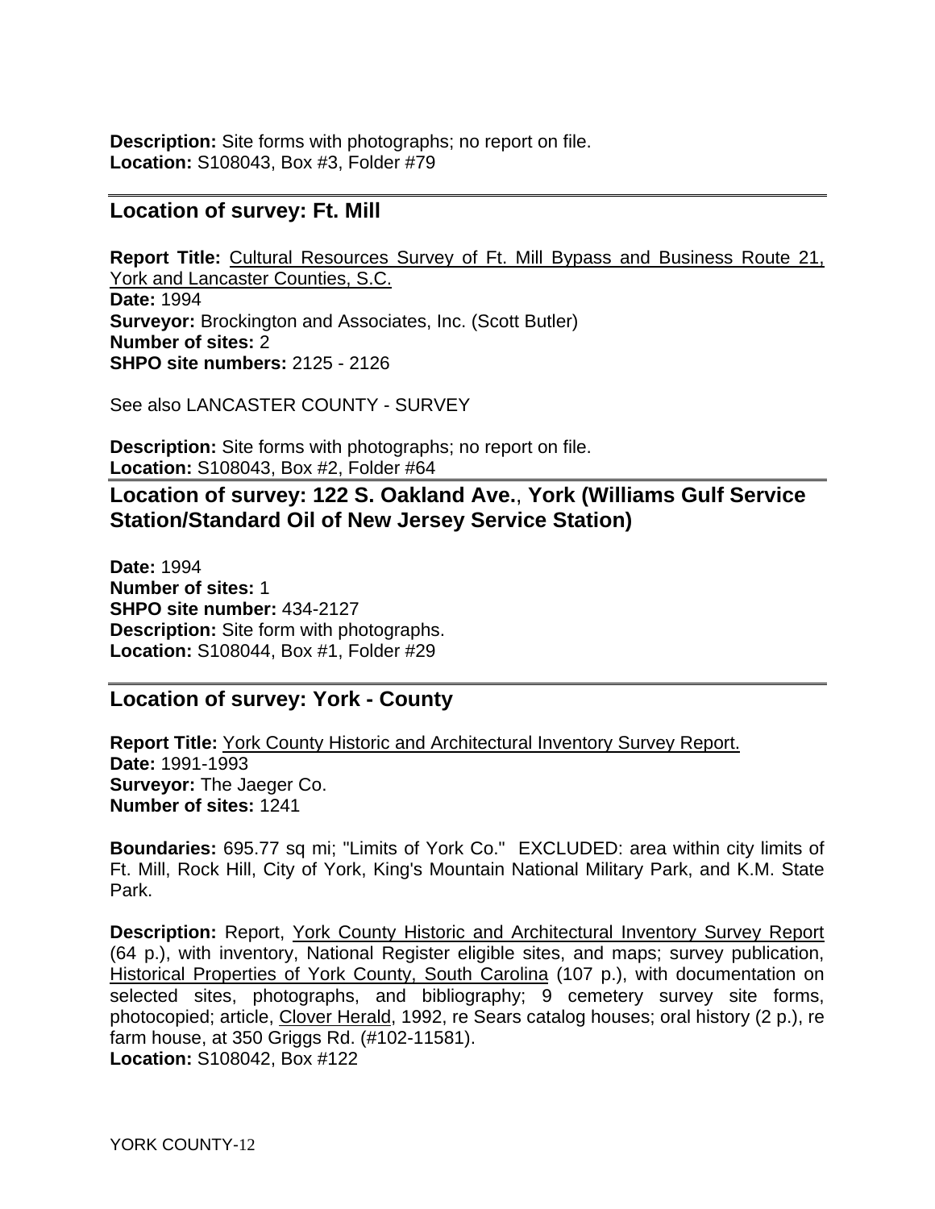**Description:** Site forms with photographs; no report on file.
**Location:** S108043, Box #3, Folder #79

## Location of survey: Ft. Mill

**Report Title:** Cultural Resources Survey of Ft. Mill Bypass and Business Route 21, York and Lancaster Counties, S.C.
**Date:** 1994
**Surveyor:** Brockington and Associates, Inc. (Scott Butler)
**Number of sites:** 2
**SHPO site numbers:** 2125 - 2126

See also LANCASTER COUNTY - SURVEY

**Description:** Site forms with photographs; no report on file.
**Location:** S108043, Box #2, Folder #64

## Location of survey: 122 S. Oakland Ave., York (Williams Gulf Service Station/Standard Oil of New Jersey Service Station)

**Date:** 1994
**Number of sites:** 1
**SHPO site number:** 434-2127
**Description:** Site form with photographs.
**Location:** S108044, Box #1, Folder #29

## Location of survey: York - County

**Report Title:** York County Historic and Architectural Inventory Survey Report.
**Date:** 1991-1993
**Surveyor:** The Jaeger Co.
**Number of sites:** 1241

**Boundaries:** 695.77 sq mi; "Limits of York Co." EXCLUDED: area within city limits of Ft. Mill, Rock Hill, City of York, King's Mountain National Military Park, and K.M. State Park.

**Description:** Report, York County Historic and Architectural Inventory Survey Report (64 p.), with inventory, National Register eligible sites, and maps; survey publication, Historical Properties of York County, South Carolina (107 p.), with documentation on selected sites, photographs, and bibliography; 9 cemetery survey site forms, photocopied; article, Clover Herald, 1992, re Sears catalog houses; oral history (2 p.), re farm house, at 350 Griggs Rd. (#102-11581).
**Location:** S108042, Box #122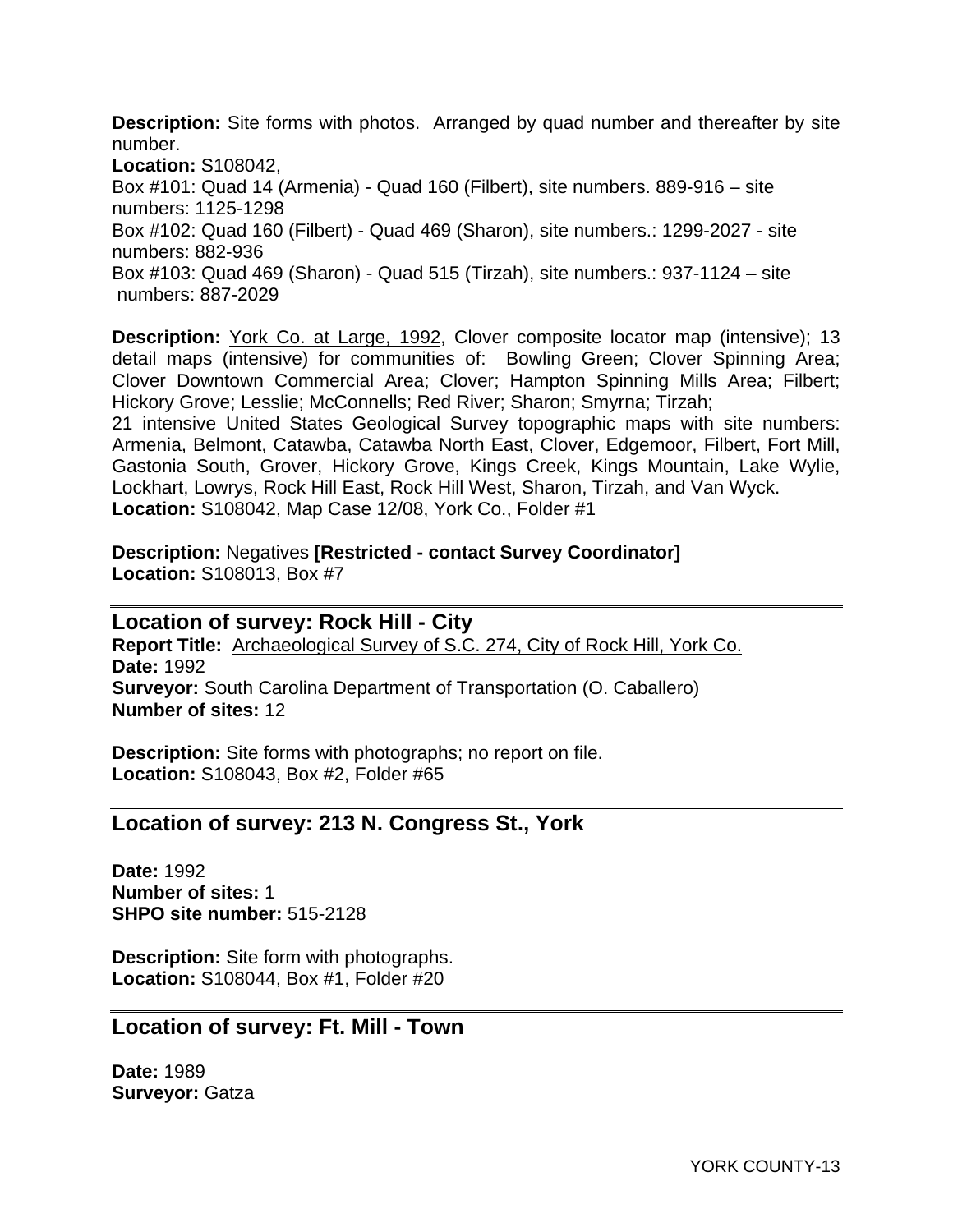**Description:** Site forms with photos. Arranged by quad number and thereafter by site number.
**Location:** S108042,
Box #101: Quad 14 (Armenia) - Quad 160 (Filbert), site numbers. 889-916 – site numbers: 1125-1298
Box #102: Quad 160 (Filbert) - Quad 469 (Sharon), site numbers.: 1299-2027 - site numbers: 882-936
Box #103: Quad 469 (Sharon) - Quad 515 (Tirzah), site numbers.: 937-1124 – site numbers: 887-2029

**Description:** York Co. at Large, 1992, Clover composite locator map (intensive); 13 detail maps (intensive) for communities of: Bowling Green; Clover Spinning Area; Clover Downtown Commercial Area; Clover; Hampton Spinning Mills Area; Filbert; Hickory Grove; Lesslie; McConnells; Red River; Sharon; Smyrna; Tirzah;
21 intensive United States Geological Survey topographic maps with site numbers: Armenia, Belmont, Catawba, Catawba North East, Clover, Edgemoor, Filbert, Fort Mill, Gastonia South, Grover, Hickory Grove, Kings Creek, Kings Mountain, Lake Wylie, Lockhart, Lowrys, Rock Hill East, Rock Hill West, Sharon, Tirzah, and Van Wyck.
**Location:** S108042, Map Case 12/08, York Co., Folder #1

**Description:** Negatives **[Restricted - contact Survey Coordinator]**
**Location:** S108013, Box #7

---

## Location of survey: Rock Hill - City

**Report Title:** Archaeological Survey of S.C. 274, City of Rock Hill, York Co.
**Date:** 1992
**Surveyor:** South Carolina Department of Transportation (O. Caballero)
**Number of sites:** 12

**Description:** Site forms with photographs; no report on file.
**Location:** S108043, Box #2, Folder #65

---

## Location of survey: 213 N. Congress St., York

**Date:** 1992
**Number of sites:** 1
**SHPO site number:** 515-2128

**Description:** Site form with photographs.
**Location:** S108044, Box #1, Folder #20

---

## Location of survey: Ft. Mill - Town

**Date:** 1989
**Surveyor:** Gatza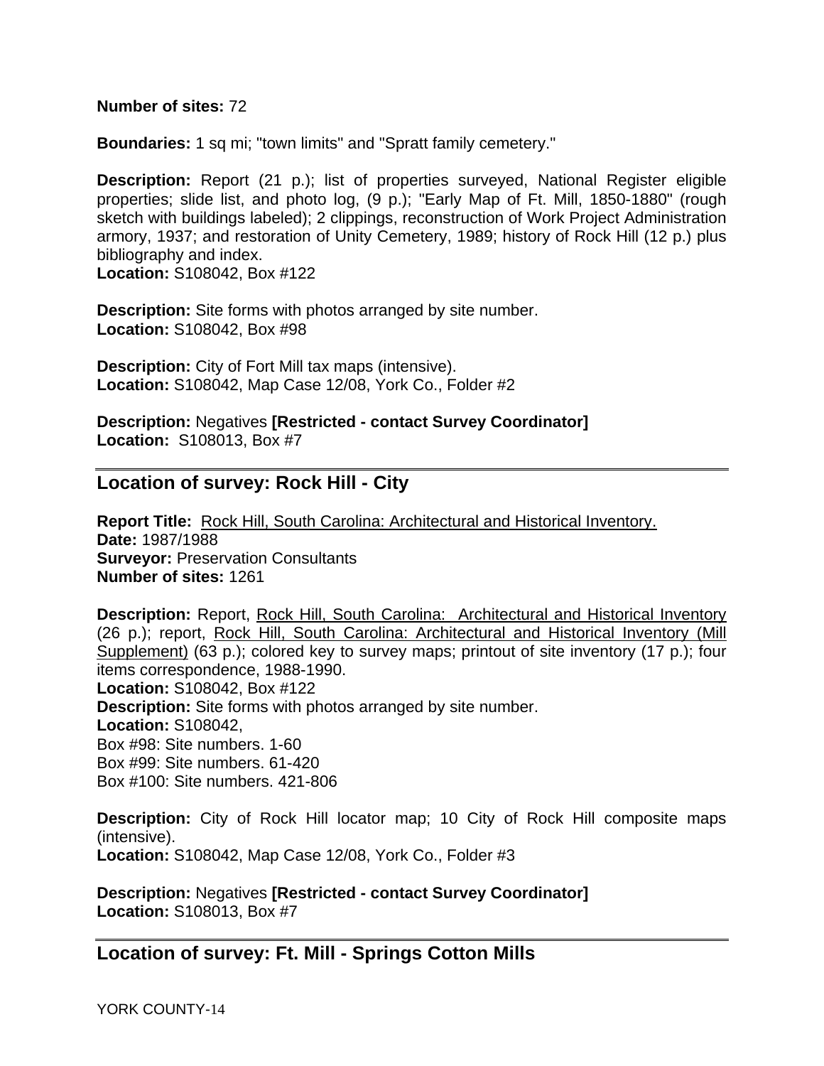**Number of sites:** 72

**Boundaries:** 1 sq mi; "town limits" and "Spratt family cemetery."

**Description:** Report (21 p.); list of properties surveyed, National Register eligible properties; slide list, and photo log, (9 p.); "Early Map of Ft. Mill, 1850-1880" (rough sketch with buildings labeled); 2 clippings, reconstruction of Work Project Administration armory, 1937; and restoration of Unity Cemetery, 1989; history of Rock Hill (12 p.) plus bibliography and index.
**Location:** S108042, Box #122

**Description:** Site forms with photos arranged by site number.
**Location:** S108042, Box #98

**Description:** City of Fort Mill tax maps (intensive).
**Location:** S108042, Map Case 12/08, York Co., Folder #2

**Description:** Negatives **[Restricted - contact Survey Coordinator]**
**Location:** S108013, Box #7

---

## Location of survey: Rock Hill - City

**Report Title:** Rock Hill, South Carolina: Architectural and Historical Inventory.
**Date:** 1987/1988
**Surveyor:** Preservation Consultants
**Number of sites:** 1261

**Description:** Report, Rock Hill, South Carolina: Architectural and Historical Inventory (26 p.); report, Rock Hill, South Carolina: Architectural and Historical Inventory (Mill Supplement) (63 p.); colored key to survey maps; printout of site inventory (17 p.); four items correspondence, 1988-1990.
**Location:** S108042, Box #122
**Description:** Site forms with photos arranged by site number.
**Location:** S108042,
Box #98: Site numbers. 1-60
Box #99: Site numbers. 61-420
Box #100: Site numbers. 421-806

**Description:** City of Rock Hill locator map; 10 City of Rock Hill composite maps (intensive).
**Location:** S108042, Map Case 12/08, York Co., Folder #3

**Description:** Negatives **[Restricted - contact Survey Coordinator]**
**Location:** S108013, Box #7

---

## Location of survey: Ft. Mill - Springs Cotton Mills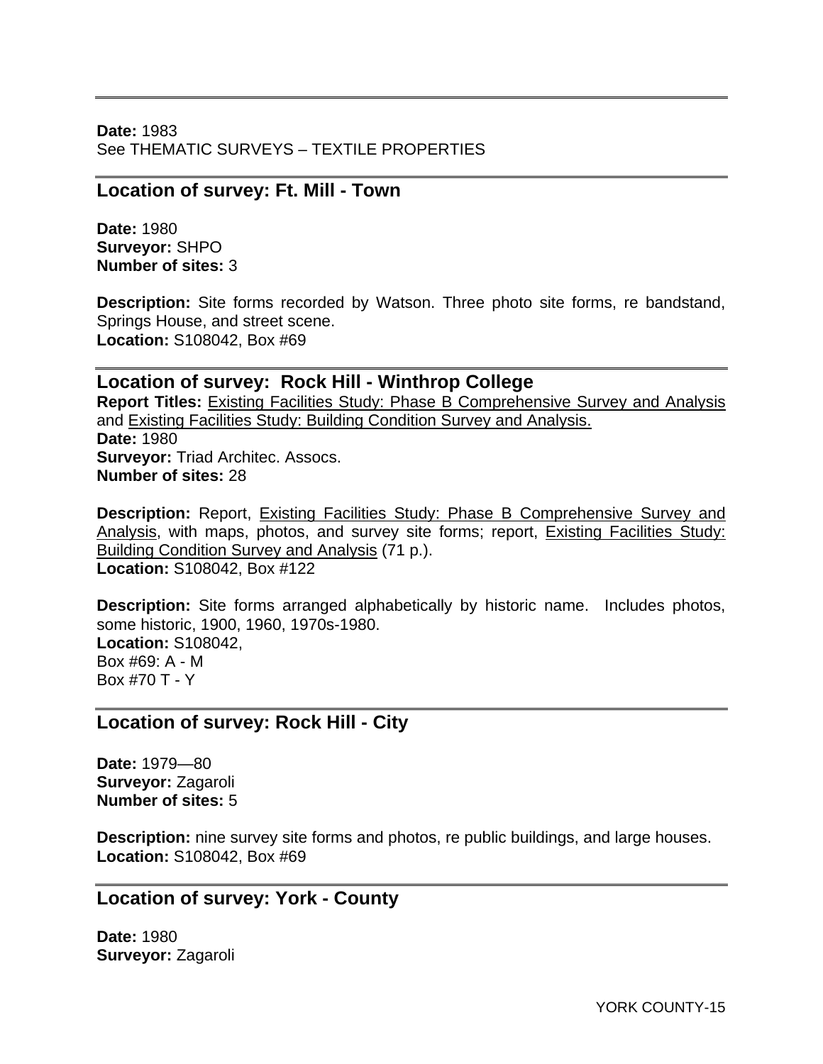---

**Date:** 1983
See THEMATIC SURVEYS – TEXTILE PROPERTIES

---

## Location of survey: Ft. Mill - Town

**Date:** 1980
**Surveyor:** SHPO
**Number of sites:** 3

**Description:** Site forms recorded by Watson. Three photo site forms, re bandstand, Springs House, and street scene.
**Location:** S108042, Box #69

---

## Location of survey: Rock Hill - Winthrop College

**Report Titles:** Existing Facilities Study: Phase B Comprehensive Survey and Analysis and Existing Facilities Study: Building Condition Survey and Analysis.
**Date:** 1980
**Surveyor:** Triad Architec. Assocs.
**Number of sites:** 28

**Description:** Report, Existing Facilities Study: Phase B Comprehensive Survey and Analysis, with maps, photos, and survey site forms; report, Existing Facilities Study: Building Condition Survey and Analysis (71 p.).
**Location:** S108042, Box #122

**Description:** Site forms arranged alphabetically by historic name. Includes photos, some historic, 1900, 1960, 1970s-1980.
**Location:** S108042,
Box #69: A - M
Box #70 T - Y

---

## Location of survey: Rock Hill - City

**Date:** 1979—80
**Surveyor:** Zagaroli
**Number of sites:** 5

**Description:** nine survey site forms and photos, re public buildings, and large houses.
**Location:** S108042, Box #69

---

## Location of survey: York - County

**Date:** 1980
**Surveyor:** Zagaroli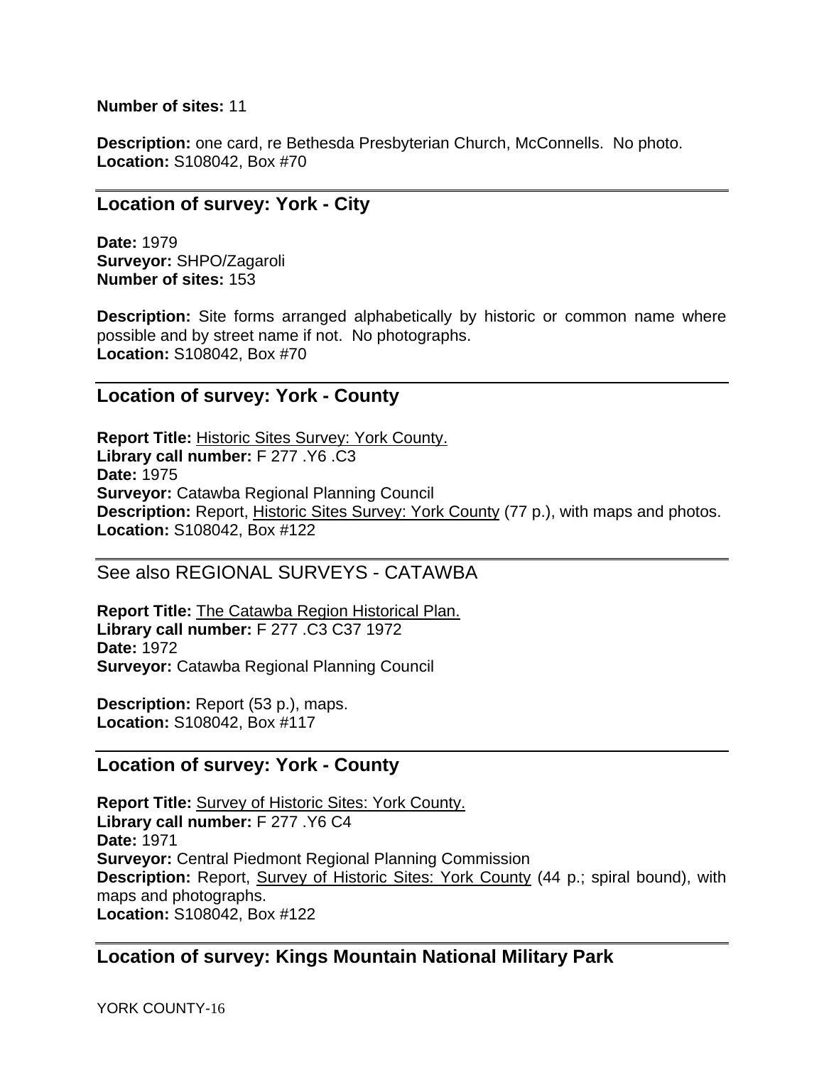**Number of sites:** 11

**Description:** one card, re Bethesda Presbyterian Church, McConnells. No photo.
**Location:** S108042, Box #70

---

## Location of survey: York - City

**Date:** 1979
**Surveyor:** SHPO/Zagaroli
**Number of sites:** 153

**Description:** Site forms arranged alphabetically by historic or common name where possible and by street name if not. No photographs.
**Location:** S108042, Box #70

---

## Location of survey: York - County

**Report Title:** Historic Sites Survey: York County.
**Library call number:** F 277 .Y6 .C3
**Date:** 1975
**Surveyor:** Catawba Regional Planning Council
**Description:** Report, Historic Sites Survey: York County (77 p.), with maps and photos.
**Location:** S108042, Box #122

---

## See also REGIONAL SURVEYS - CATAWBA

**Report Title:** The Catawba Region Historical Plan.
**Library call number:** F 277 .C3 C37 1972
**Date:** 1972
**Surveyor:** Catawba Regional Planning Council

**Description:** Report (53 p.), maps.
**Location:** S108042, Box #117

---

## Location of survey: York - County

**Report Title:** Survey of Historic Sites: York County.
**Library call number:** F 277 .Y6 C4
**Date:** 1971
**Surveyor:** Central Piedmont Regional Planning Commission
**Description:** Report, Survey of Historic Sites: York County (44 p.; spiral bound), with maps and photographs.
**Location:** S108042, Box #122

---

## Location of survey: Kings Mountain National Military Park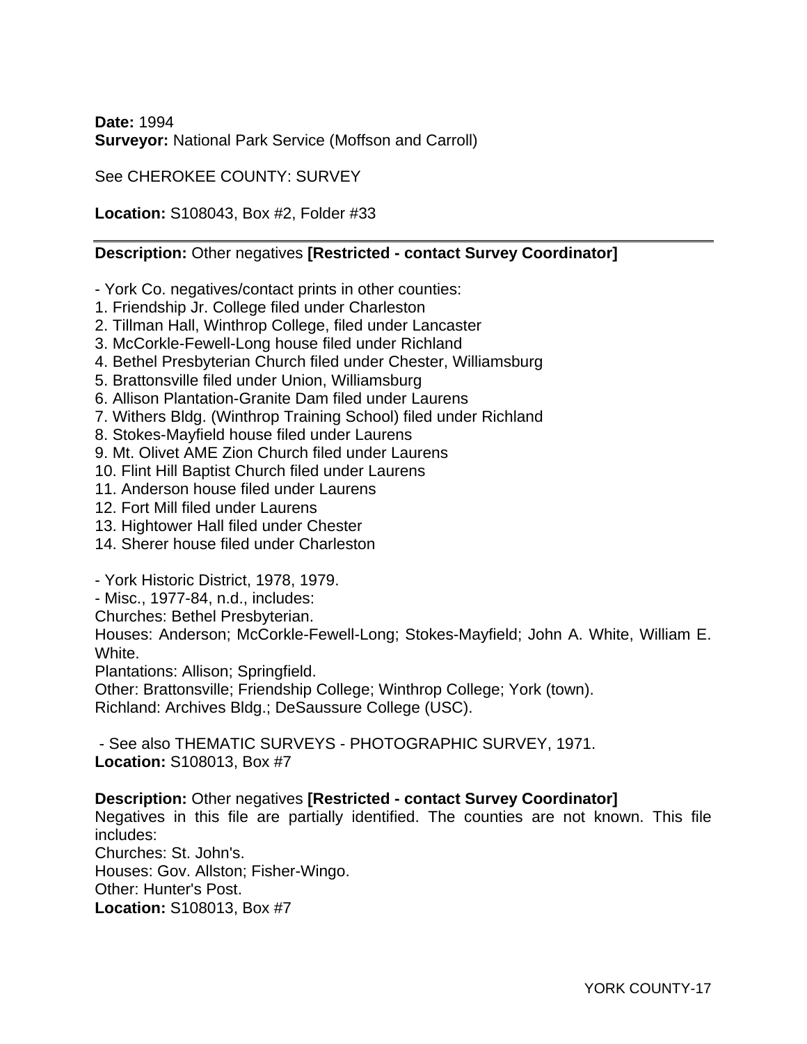**Date:** 1994
**Surveyor:** National Park Service (Moffson and Carroll)

See CHEROKEE COUNTY: SURVEY

**Location:** S108043, Box #2, Folder #33

---

**Description:** Other negatives **[Restricted - contact Survey Coordinator]**

- York Co. negatives/contact prints in other counties:

1. Friendship Jr. College filed under Charleston
2. Tillman Hall, Winthrop College, filed under Lancaster
3. McCorkle-Fewell-Long house filed under Richland
4. Bethel Presbyterian Church filed under Chester, Williamsburg
5. Brattonsville filed under Union, Williamsburg
6. Allison Plantation-Granite Dam filed under Laurens
7. Withers Bldg. (Winthrop Training School) filed under Richland
8. Stokes-Mayfield house filed under Laurens
9. Mt. Olivet AME Zion Church filed under Laurens
10. Flint Hill Baptist Church filed under Laurens
11. Anderson house filed under Laurens
12. Fort Mill filed under Laurens
13. Hightower Hall filed under Chester
14. Sherer house filed under Charleston

- York Historic District, 1978, 1979.
- Misc., 1977-84, n.d., includes:

Churches: Bethel Presbyterian.
Houses: Anderson; McCorkle-Fewell-Long; Stokes-Mayfield; John A. White, William E. White.
Plantations: Allison; Springfield.
Other: Brattonsville; Friendship College; Winthrop College; York (town).
Richland: Archives Bldg.; DeSaussure College (USC).

- See also THEMATIC SURVEYS - PHOTOGRAPHIC SURVEY, 1971.

**Location:** S108013, Box #7

**Description:** Other negatives **[Restricted - contact Survey Coordinator]**
Negatives in this file are partially identified. The counties are not known. This file includes:
Churches: St. John's.
Houses: Gov. Allston; Fisher-Wingo.
Other: Hunter's Post.
**Location:** S108013, Box #7